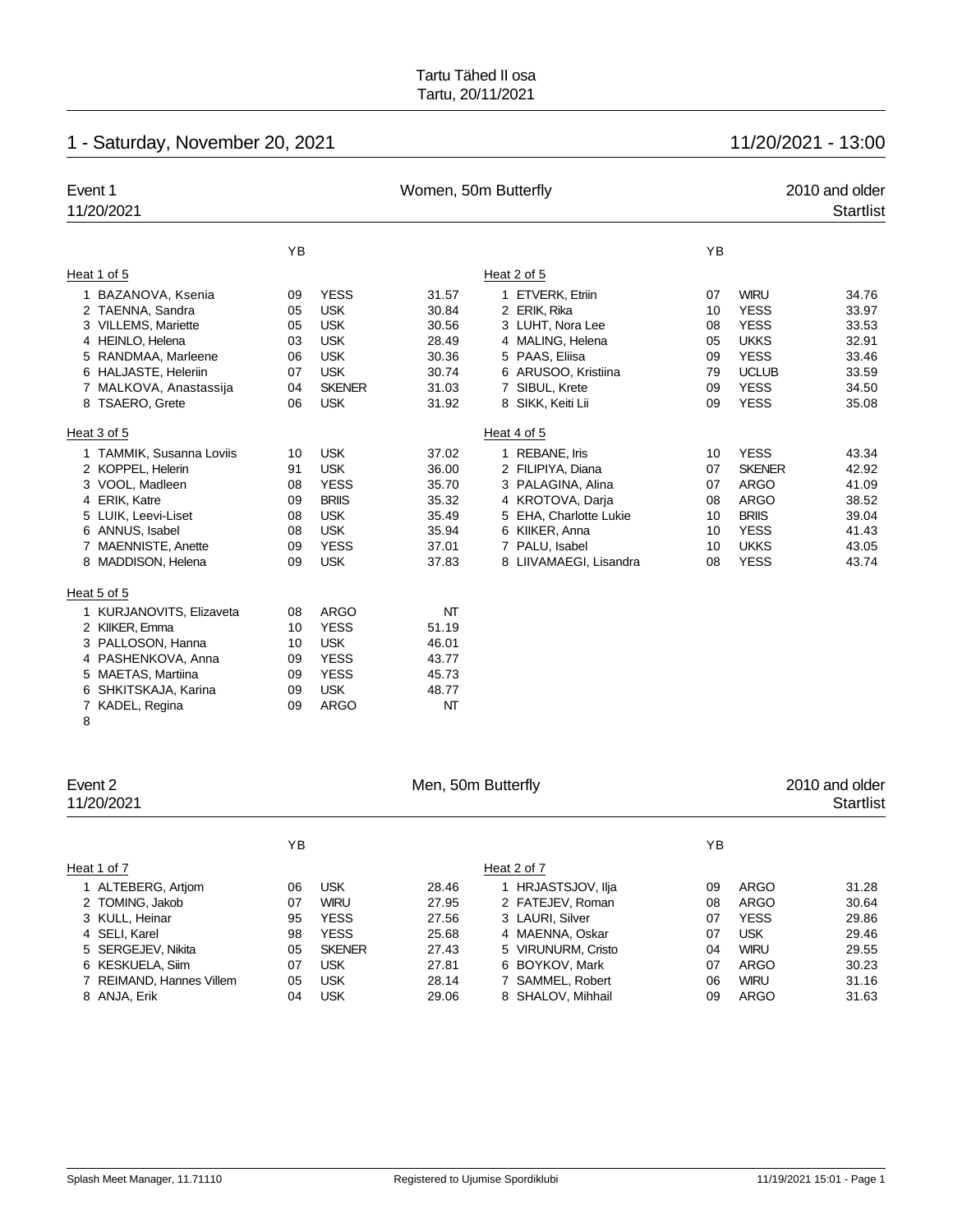Tartu Tähed II osa
Tartu, 20/11/2021

## 1 - Saturday, November 20, 2021 — 11/20/2021 - 13:00

### Event 1 — Women, 50m Butterfly — 2010 and older

11/20/2021 — Startlist

**Heat 1 of 5**

| | Name | YB | Club | Time |
|---|---|---|---|---|
| 1 | BAZANOVA, Ksenia | 09 | YESS | 31.57 |
| 2 | TAENNA, Sandra | 05 | USK | 30.84 |
| 3 | VILLEMS, Mariette | 05 | USK | 30.56 |
| 4 | HEINLO, Helena | 03 | USK | 28.49 |
| 5 | RANDMAA, Marleene | 06 | USK | 30.36 |
| 6 | HALJASTE, Heleriin | 07 | USK | 30.74 |
| 7 | MALKOVA, Anastassija | 04 | SKENER | 31.03 |
| 8 | TSAERO, Grete | 06 | USK | 31.92 |

**Heat 2 of 5**

| | Name | YB | Club | Time |
|---|---|---|---|---|
| 1 | ETVERK, Etriin | 07 | WIRU | 34.76 |
| 2 | ERIK, Rika | 10 | YESS | 33.97 |
| 3 | LUHT, Nora Lee | 08 | YESS | 33.53 |
| 4 | MALING, Helena | 05 | UKKS | 32.91 |
| 5 | PAAS, Eliisa | 09 | YESS | 33.46 |
| 6 | ARUSOO, Kristiina | 79 | UCLUB | 33.59 |
| 7 | SIBUL, Krete | 09 | YESS | 34.50 |
| 8 | SIKK, Keiti Lii | 09 | YESS | 35.08 |

**Heat 3 of 5**

| | Name | YB | Club | Time |
|---|---|---|---|---|
| 1 | TAMMIK, Susanna Loviis | 10 | USK | 37.02 |
| 2 | KOPPEL, Helerin | 91 | USK | 36.00 |
| 3 | VOOL, Madleen | 08 | YESS | 35.70 |
| 4 | ERIK, Katre | 09 | BRIIS | 35.32 |
| 5 | LUIK, Leevi-Liset | 08 | USK | 35.49 |
| 6 | ANNUS, Isabel | 08 | USK | 35.94 |
| 7 | MAENNISTE, Anette | 09 | YESS | 37.01 |
| 8 | MADDISON, Helena | 09 | USK | 37.83 |

**Heat 4 of 5**

| | Name | YB | Club | Time |
|---|---|---|---|---|
| 1 | REBANE, Iris | 10 | YESS | 43.34 |
| 2 | FILIPIYA, Diana | 07 | SKENER | 42.92 |
| 3 | PALAGINA, Alina | 07 | ARGO | 41.09 |
| 4 | KROTOVA, Darja | 08 | ARGO | 38.52 |
| 5 | EHA, Charlotte Lukie | 10 | BRIIS | 39.04 |
| 6 | KIIKER, Anna | 10 | YESS | 41.43 |
| 7 | PALU, Isabel | 10 | UKKS | 43.05 |
| 8 | LIIVAMAEGI, Lisandra | 08 | YESS | 43.74 |

**Heat 5 of 5**

| | Name | YB | Club | Time |
|---|---|---|---|---|
| 1 | KURJANOVITS, Elizaveta | 08 | ARGO | NT |
| 2 | KIIKER, Emma | 10 | YESS | 51.19 |
| 3 | PALLOSON, Hanna | 10 | USK | 46.01 |
| 4 | PASHENKOVA, Anna | 09 | YESS | 43.77 |
| 5 | MAETAS, Martiina | 09 | YESS | 45.73 |
| 6 | SHKITSKAJA, Karina | 09 | USK | 48.77 |
| 7 | KADEL, Regina | 09 | ARGO | NT |
| 8 | | | | |

### Event 2 — Men, 50m Butterfly — 2010 and older

11/20/2021 — Startlist

**Heat 1 of 7**

| | Name | YB | Club | Time |
|---|---|---|---|---|
| 1 | ALTEBERG, Artjom | 06 | USK | 28.46 |
| 2 | TOMING, Jakob | 07 | WIRU | 27.95 |
| 3 | KULL, Heinar | 95 | YESS | 27.56 |
| 4 | SELI, Karel | 98 | YESS | 25.68 |
| 5 | SERGEJEV, Nikita | 05 | SKENER | 27.43 |
| 6 | KESKUELA, Siim | 07 | USK | 27.81 |
| 7 | REIMAND, Hannes Villem | 05 | USK | 28.14 |
| 8 | ANJA, Erik | 04 | USK | 29.06 |

**Heat 2 of 7**

| | Name | YB | Club | Time |
|---|---|---|---|---|
| 1 | HRJASTSJOV, Ilja | 09 | ARGO | 31.28 |
| 2 | FATEJEV, Roman | 08 | ARGO | 30.64 |
| 3 | LAURI, Silver | 07 | YESS | 29.86 |
| 4 | MAENNA, Oskar | 07 | USK | 29.46 |
| 5 | VIRUNURM, Cristo | 04 | WIRU | 29.55 |
| 6 | BOYKOV, Mark | 07 | ARGO | 30.23 |
| 7 | SAMMEL, Robert | 06 | WIRU | 31.16 |
| 8 | SHALOV, Mihhail | 09 | ARGO | 31.63 |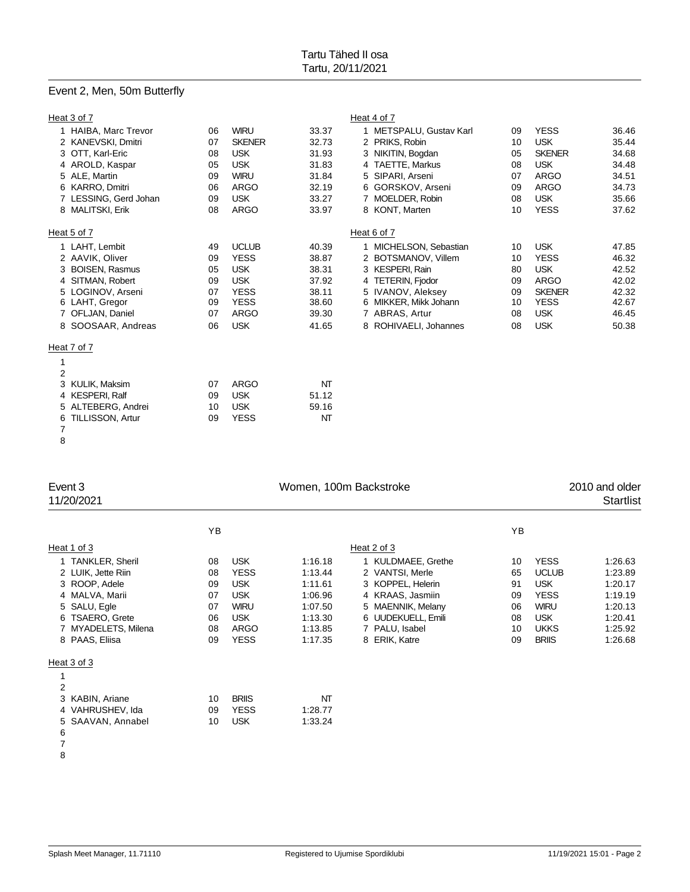Tartu Tähed II osa
Tartu, 20/11/2021

## Event 2, Men, 50m Butterfly

**Heat 3 of 7**

| Lane | Name | YB | Club | Time |
|---|---|---|---|---|
| 1 | HAIBA, Marc Trevor | 06 | WIRU | 33.37 |
| 2 | KANEVSKI, Dmitri | 07 | SKENER | 32.73 |
| 3 | OTT, Karl-Eric | 08 | USK | 31.93 |
| 4 | AROLD, Kaspar | 05 | USK | 31.83 |
| 5 | ALE, Martin | 09 | WIRU | 31.84 |
| 6 | KARRO, Dmitri | 06 | ARGO | 32.19 |
| 7 | LESSING, Gerd Johan | 09 | USK | 33.27 |
| 8 | MALITSKI, Erik | 08 | ARGO | 33.97 |

**Heat 4 of 7**

| Lane | Name | YB | Club | Time |
|---|---|---|---|---|
| 1 | METSPALU, Gustav Karl | 09 | YESS | 36.46 |
| 2 | PRIKS, Robin | 10 | USK | 35.44 |
| 3 | NIKITIN, Bogdan | 05 | SKENER | 34.68 |
| 4 | TAETTE, Markus | 08 | USK | 34.48 |
| 5 | SIPARI, Arseni | 07 | ARGO | 34.51 |
| 6 | GORSKOV, Arseni | 09 | ARGO | 34.73 |
| 7 | MOELDER, Robin | 08 | USK | 35.66 |
| 8 | KONT, Marten | 10 | YESS | 37.62 |

**Heat 5 of 7**

| Lane | Name | YB | Club | Time |
|---|---|---|---|---|
| 1 | LAHT, Lembit | 49 | UCLUB | 40.39 |
| 2 | AAVIK, Oliver | 09 | YESS | 38.87 |
| 3 | BOISEN, Rasmus | 05 | USK | 38.31 |
| 4 | SITMAN, Robert | 09 | USK | 37.92 |
| 5 | LOGINOV, Arseni | 07 | YESS | 38.11 |
| 6 | LAHT, Gregor | 09 | YESS | 38.60 |
| 7 | OFLJAN, Daniel | 07 | ARGO | 39.30 |
| 8 | SOOSAAR, Andreas | 06 | USK | 41.65 |

**Heat 6 of 7**

| Lane | Name | YB | Club | Time |
|---|---|---|---|---|
| 1 | MICHELSON, Sebastian | 10 | USK | 47.85 |
| 2 | BOTSMANOV, Villem | 10 | YESS | 46.32 |
| 3 | KESPERI, Rain | 80 | USK | 42.52 |
| 4 | TETERIN, Fjodor | 09 | ARGO | 42.02 |
| 5 | IVANOV, Aleksey | 09 | SKENER | 42.32 |
| 6 | MIKKER, Mikk Johann | 10 | YESS | 42.67 |
| 7 | ABRAS, Artur | 08 | USK | 46.45 |
| 8 | ROHIVAELI, Johannes | 08 | USK | 50.38 |

**Heat 7 of 7**

| Lane | Name | YB | Club | Time |
|---|---|---|---|---|
| 1 | | | | |
| 2 | | | | |
| 3 | KULIK, Maksim | 07 | ARGO | NT |
| 4 | KESPERI, Ralf | 09 | USK | 51.12 |
| 5 | ALTEBERG, Andrei | 10 | USK | 59.16 |
| 6 | TILLISSON, Artur | 09 | YESS | NT |
| 7 | | | | |
| 8 | | | | |

## Event 3 — Women, 100m Backstroke — 2010 and older

11/20/2021 — Startlist

**Heat 1 of 3**

| Lane | Name | YB | Club | Time |
|---|---|---|---|---|
| 1 | TANKLER, Sheril | 08 | USK | 1:16.18 |
| 2 | LUIK, Jette Riin | 08 | YESS | 1:13.44 |
| 3 | ROOP, Adele | 09 | USK | 1:11.61 |
| 4 | MALVA, Marii | 07 | USK | 1:06.96 |
| 5 | SALU, Egle | 07 | WIRU | 1:07.50 |
| 6 | TSAERO, Grete | 06 | USK | 1:13.30 |
| 7 | MYADELETS, Milena | 08 | ARGO | 1:13.85 |
| 8 | PAAS, Eliisa | 09 | YESS | 1:17.35 |

**Heat 2 of 3**

| Lane | Name | YB | Club | Time |
|---|---|---|---|---|
| 1 | KULDMAEE, Grethe | 10 | YESS | 1:26.63 |
| 2 | VANTSI, Merle | 65 | UCLUB | 1:23.89 |
| 3 | KOPPEL, Helerin | 91 | USK | 1:20.17 |
| 4 | KRAAS, Jasmiin | 09 | YESS | 1:19.19 |
| 5 | MAENNIK, Melany | 06 | WIRU | 1:20.13 |
| 6 | UUDEKUELL, Emili | 08 | USK | 1:20.41 |
| 7 | PALU, Isabel | 10 | UKKS | 1:25.92 |
| 8 | ERIK, Katre | 09 | BRIIS | 1:26.68 |

**Heat 3 of 3**

| Lane | Name | YB | Club | Time |
|---|---|---|---|---|
| 1 | | | | |
| 2 | | | | |
| 3 | KABIN, Ariane | 10 | BRIIS | NT |
| 4 | VAHRUSHEV, Ida | 09 | YESS | 1:28.77 |
| 5 | SAAVAN, Annabel | 10 | USK | 1:33.24 |
| 6 | | | | |
| 7 | | | | |
| 8 | | | | |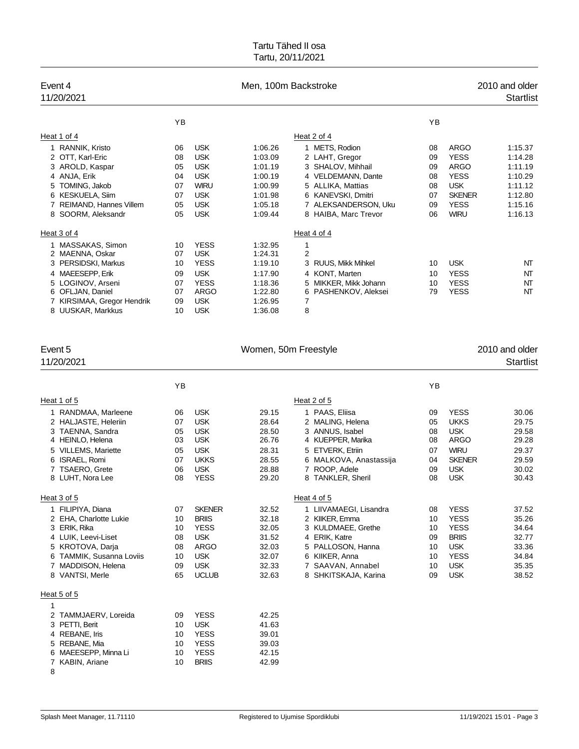Tartu Tähed II osa
Tartu, 20/11/2021

## Event 4 — Men, 100m Backstroke — 2010 and older

11/20/2021 — Startlist

### Heat 1 of 4

| Lane | Name | YB | Club | Time |
|---|---|---|---|---|
| 1 | RANNIK, Kristo | 06 | USK | 1:06.26 |
| 2 | OTT, Karl-Eric | 08 | USK | 1:03.09 |
| 3 | AROLD, Kaspar | 05 | USK | 1:01.19 |
| 4 | ANJA, Erik | 04 | USK | 1:00.19 |
| 5 | TOMING, Jakob | 07 | WIRU | 1:00.99 |
| 6 | KESKUELA, Siim | 07 | USK | 1:01.98 |
| 7 | REIMAND, Hannes Villem | 05 | USK | 1:05.18 |
| 8 | SOORM, Aleksandr | 05 | USK | 1:09.44 |

### Heat 2 of 4

| Lane | Name | YB | Club | Time |
|---|---|---|---|---|
| 1 | METS, Rodion | 08 | ARGO | 1:15.37 |
| 2 | LAHT, Gregor | 09 | YESS | 1:14.28 |
| 3 | SHALOV, Mihhail | 09 | ARGO | 1:11.19 |
| 4 | VELDEMANN, Dante | 08 | YESS | 1:10.29 |
| 5 | ALLIKA, Mattias | 08 | USK | 1:11.12 |
| 6 | KANEVSKI, Dmitri | 07 | SKENER | 1:12.80 |
| 7 | ALEKSANDERSON, Uku | 09 | YESS | 1:15.16 |
| 8 | HAIBA, Marc Trevor | 06 | WIRU | 1:16.13 |

### Heat 3 of 4

| Lane | Name | YB | Club | Time |
|---|---|---|---|---|
| 1 | MASSAKAS, Simon | 10 | YESS | 1:32.95 |
| 2 | MAENNA, Oskar | 07 | USK | 1:24.31 |
| 3 | PERSIDSKI, Markus | 10 | YESS | 1:19.10 |
| 4 | MAEESEPP, Erik | 09 | USK | 1:17.90 |
| 5 | LOGINOV, Arseni | 07 | YESS | 1:18.36 |
| 6 | OFLJAN, Daniel | 07 | ARGO | 1:22.80 |
| 7 | KIRSIMAA, Gregor Hendrik | 09 | USK | 1:26.95 |
| 8 | UUSKAR, Markkus | 10 | USK | 1:36.08 |

### Heat 4 of 4

| Lane | Name | YB | Club | Time |
|---|---|---|---|---|
| 1 | | | | |
| 2 | | | | |
| 3 | RUUS, Mikk Mihkel | 10 | USK | NT |
| 4 | KONT, Marten | 10 | YESS | NT |
| 5 | MIKKER, Mikk Johann | 10 | YESS | NT |
| 6 | PASHENKOV, Aleksei | 79 | YESS | NT |
| 7 | | | | |
| 8 | | | | |

## Event 5 — Women, 50m Freestyle — 2010 and older

11/20/2021 — Startlist

### Heat 1 of 5

| Lane | Name | YB | Club | Time |
|---|---|---|---|---|
| 1 | RANDMAA, Marleene | 06 | USK | 29.15 |
| 2 | HALJASTE, Heleriin | 07 | USK | 28.64 |
| 3 | TAENNA, Sandra | 05 | USK | 28.50 |
| 4 | HEINLO, Helena | 03 | USK | 26.76 |
| 5 | VILLEMS, Mariette | 05 | USK | 28.31 |
| 6 | ISRAEL, Romi | 07 | UKKS | 28.55 |
| 7 | TSAERO, Grete | 06 | USK | 28.88 |
| 8 | LUHT, Nora Lee | 08 | YESS | 29.20 |

### Heat 2 of 5

| Lane | Name | YB | Club | Time |
|---|---|---|---|---|
| 1 | PAAS, Eliisa | 09 | YESS | 30.06 |
| 2 | MALING, Helena | 05 | UKKS | 29.75 |
| 3 | ANNUS, Isabel | 08 | USK | 29.58 |
| 4 | KUEPPER, Marika | 08 | ARGO | 29.28 |
| 5 | ETVERK, Etriin | 07 | WIRU | 29.37 |
| 6 | MALKOVA, Anastassija | 04 | SKENER | 29.59 |
| 7 | ROOP, Adele | 09 | USK | 30.02 |
| 8 | TANKLER, Sheril | 08 | USK | 30.43 |

### Heat 3 of 5

| Lane | Name | YB | Club | Time |
|---|---|---|---|---|
| 1 | FILIPIYA, Diana | 07 | SKENER | 32.52 |
| 2 | EHA, Charlotte Lukie | 10 | BRIIS | 32.18 |
| 3 | ERIK, Rika | 10 | YESS | 32.05 |
| 4 | LUIK, Leevi-Liset | 08 | USK | 31.52 |
| 5 | KROTOVA, Darja | 08 | ARGO | 32.03 |
| 6 | TAMMIK, Susanna Loviis | 10 | USK | 32.07 |
| 7 | MADDISON, Helena | 09 | USK | 32.33 |
| 8 | VANTSI, Merle | 65 | UCLUB | 32.63 |

### Heat 4 of 5

| Lane | Name | YB | Club | Time |
|---|---|---|---|---|
| 1 | LIIVAMAEGI, Lisandra | 08 | YESS | 37.52 |
| 2 | KIIKER, Emma | 10 | YESS | 35.26 |
| 3 | KULDMAEE, Grethe | 10 | YESS | 34.64 |
| 4 | ERIK, Katre | 09 | BRIIS | 32.77 |
| 5 | PALLOSON, Hanna | 10 | USK | 33.36 |
| 6 | KIIKER, Anna | 10 | YESS | 34.84 |
| 7 | SAAVAN, Annabel | 10 | USK | 35.35 |
| 8 | SHKITSKAJA, Karina | 09 | USK | 38.52 |

### Heat 5 of 5

| Lane | Name | YB | Club | Time |
|---|---|---|---|---|
| 1 | | | | |
| 2 | TAMMJAERV, Loreida | 09 | YESS | 42.25 |
| 3 | PETTI, Berit | 10 | USK | 41.63 |
| 4 | REBANE, Iris | 10 | YESS | 39.01 |
| 5 | REBANE, Mia | 10 | YESS | 39.03 |
| 6 | MAEESEPP, Minna Li | 10 | YESS | 42.15 |
| 7 | KABIN, Ariane | 10 | BRIIS | 42.99 |
| 8 | | | | |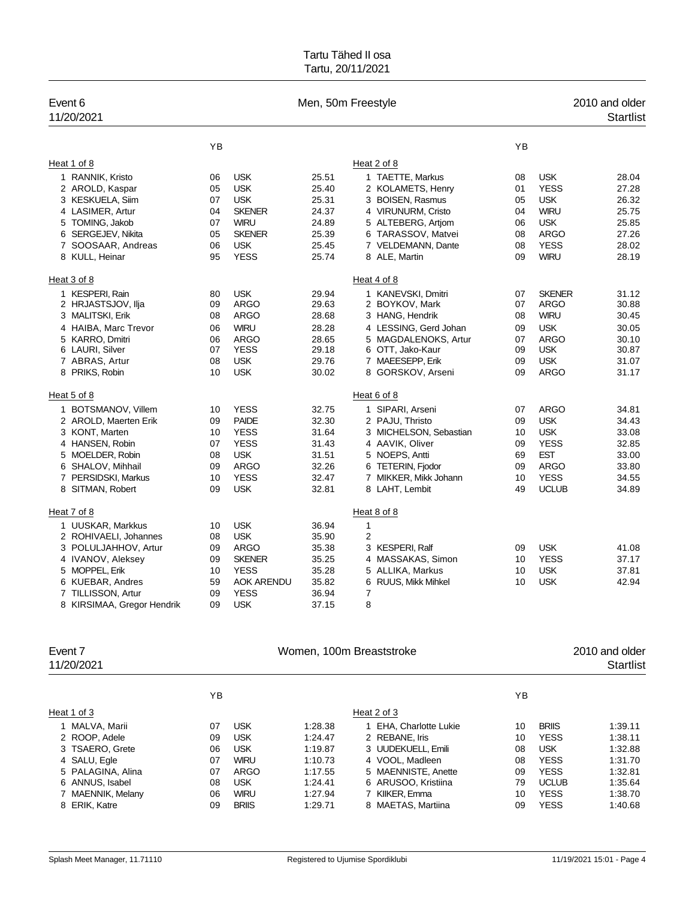# Tartu Tähed II osa

Tartu, 20/11/2021

## Event 6 — Men, 50m Freestyle — 2010 and older

11/20/2021 — Startlist

### Heat 1 of 8

| Lane | Name | YB | Club | Time |
|---|---|---|---|---|
| 1 | RANNIK, Kristo | 06 | USK | 25.51 |
| 2 | AROLD, Kaspar | 05 | USK | 25.40 |
| 3 | KESKUELA, Siim | 07 | USK | 25.31 |
| 4 | LASIMER, Artur | 04 | SKENER | 24.37 |
| 5 | TOMING, Jakob | 07 | WIRU | 24.89 |
| 6 | SERGEJEV, Nikita | 05 | SKENER | 25.39 |
| 7 | SOOSAAR, Andreas | 06 | USK | 25.45 |
| 8 | KULL, Heinar | 95 | YESS | 25.74 |

### Heat 2 of 8

| Lane | Name | YB | Club | Time |
|---|---|---|---|---|
| 1 | TAETTE, Markus | 08 | USK | 28.04 |
| 2 | KOLAMETS, Henry | 01 | YESS | 27.28 |
| 3 | BOISEN, Rasmus | 05 | USK | 26.32 |
| 4 | VIRUNURM, Cristo | 04 | WIRU | 25.75 |
| 5 | ALTEBERG, Artjom | 06 | USK | 25.85 |
| 6 | TARASSOV, Matvei | 08 | ARGO | 27.26 |
| 7 | VELDEMANN, Dante | 08 | YESS | 28.02 |
| 8 | ALE, Martin | 09 | WIRU | 28.19 |

### Heat 3 of 8

| Lane | Name | YB | Club | Time |
|---|---|---|---|---|
| 1 | KESPERI, Rain | 80 | USK | 29.94 |
| 2 | HRJASTSJOV, Ilja | 09 | ARGO | 29.63 |
| 3 | MALITSKI, Erik | 08 | ARGO | 28.68 |
| 4 | HAIBA, Marc Trevor | 06 | WIRU | 28.28 |
| 5 | KARRO, Dmitri | 06 | ARGO | 28.65 |
| 6 | LAURI, Silver | 07 | YESS | 29.18 |
| 7 | ABRAS, Artur | 08 | USK | 29.76 |
| 8 | PRIKS, Robin | 10 | USK | 30.02 |

### Heat 4 of 8

| Lane | Name | YB | Club | Time |
|---|---|---|---|---|
| 1 | KANEVSKI, Dmitri | 07 | SKENER | 31.12 |
| 2 | BOYKOV, Mark | 07 | ARGO | 30.88 |
| 3 | HANG, Hendrik | 08 | WIRU | 30.45 |
| 4 | LESSING, Gerd Johan | 09 | USK | 30.05 |
| 5 | MAGDALENOKS, Artur | 07 | ARGO | 30.10 |
| 6 | OTT, Jako-Kaur | 09 | USK | 30.87 |
| 7 | MAEESEPP, Erik | 09 | USK | 31.07 |
| 8 | GORSKOV, Arseni | 09 | ARGO | 31.17 |

### Heat 5 of 8

| Lane | Name | YB | Club | Time |
|---|---|---|---|---|
| 1 | BOTSMANOV, Villem | 10 | YESS | 32.75 |
| 2 | AROLD, Maerten Erik | 09 | PAIDE | 32.30 |
| 3 | KONT, Marten | 10 | YESS | 31.64 |
| 4 | HANSEN, Robin | 07 | YESS | 31.43 |
| 5 | MOELDER, Robin | 08 | USK | 31.51 |
| 6 | SHALOV, Mihhail | 09 | ARGO | 32.26 |
| 7 | PERSIDSKI, Markus | 10 | YESS | 32.47 |
| 8 | SITMAN, Robert | 09 | USK | 32.81 |

### Heat 6 of 8

| Lane | Name | YB | Club | Time |
|---|---|---|---|---|
| 1 | SIPARI, Arseni | 07 | ARGO | 34.81 |
| 2 | PAJU, Thristo | 09 | USK | 34.43 |
| 3 | MICHELSON, Sebastian | 10 | USK | 33.08 |
| 4 | AAVIK, Oliver | 09 | YESS | 32.85 |
| 5 | NOEPS, Antti | 69 | EST | 33.00 |
| 6 | TETERIN, Fjodor | 09 | ARGO | 33.80 |
| 7 | MIKKER, Mikk Johann | 10 | YESS | 34.55 |
| 8 | LAHT, Lembit | 49 | UCLUB | 34.89 |

### Heat 7 of 8

| Lane | Name | YB | Club | Time |
|---|---|---|---|---|
| 1 | UUSKAR, Markkus | 10 | USK | 36.94 |
| 2 | ROHIVAELI, Johannes | 08 | USK | 35.90 |
| 3 | POLULJAHHOV, Artur | 09 | ARGO | 35.38 |
| 4 | IVANOV, Aleksey | 09 | SKENER | 35.25 |
| 5 | MOPPEL, Erik | 10 | YESS | 35.28 |
| 6 | KUEBAR, Andres | 59 | AOK ARENDU | 35.82 |
| 7 | TILLISSON, Artur | 09 | YESS | 36.94 |
| 8 | KIRSIMAA, Gregor Hendrik | 09 | USK | 37.15 |

### Heat 8 of 8

| Lane | Name | YB | Club | Time |
|---|---|---|---|---|
| 1 | | | | |
| 2 | | | | |
| 3 | KESPERI, Ralf | 09 | USK | 41.08 |
| 4 | MASSAKAS, Simon | 10 | YESS | 37.17 |
| 5 | ALLIKA, Markus | 10 | USK | 37.81 |
| 6 | RUUS, Mikk Mihkel | 10 | USK | 42.94 |
| 7 | | | | |
| 8 | | | | |

## Event 7 — Women, 100m Breaststroke — 2010 and older

11/20/2021 — Startlist

### Heat 1 of 3

| Lane | Name | YB | Club | Time |
|---|---|---|---|---|
| 1 | MALVA, Marii | 07 | USK | 1:28.38 |
| 2 | ROOP, Adele | 09 | USK | 1:24.47 |
| 3 | TSAERO, Grete | 06 | USK | 1:19.87 |
| 4 | SALU, Egle | 07 | WIRU | 1:10.73 |
| 5 | PALAGINA, Alina | 07 | ARGO | 1:17.55 |
| 6 | ANNUS, Isabel | 08 | USK | 1:24.41 |
| 7 | MAENNIK, Melany | 06 | WIRU | 1:27.94 |
| 8 | ERIK, Katre | 09 | BRIIS | 1:29.71 |

### Heat 2 of 3

| Lane | Name | YB | Club | Time |
|---|---|---|---|---|
| 1 | EHA, Charlotte Lukie | 10 | BRIIS | 1:39.11 |
| 2 | REBANE, Iris | 10 | YESS | 1:38.11 |
| 3 | UUDEKUELL, Emili | 08 | USK | 1:32.88 |
| 4 | VOOL, Madleen | 08 | YESS | 1:31.70 |
| 5 | MAENNISTE, Anette | 09 | YESS | 1:32.81 |
| 6 | ARUSOO, Kristiina | 79 | UCLUB | 1:35.64 |
| 7 | KIIKER, Emma | 10 | YESS | 1:38.70 |
| 8 | MAETAS, Martiina | 09 | YESS | 1:40.68 |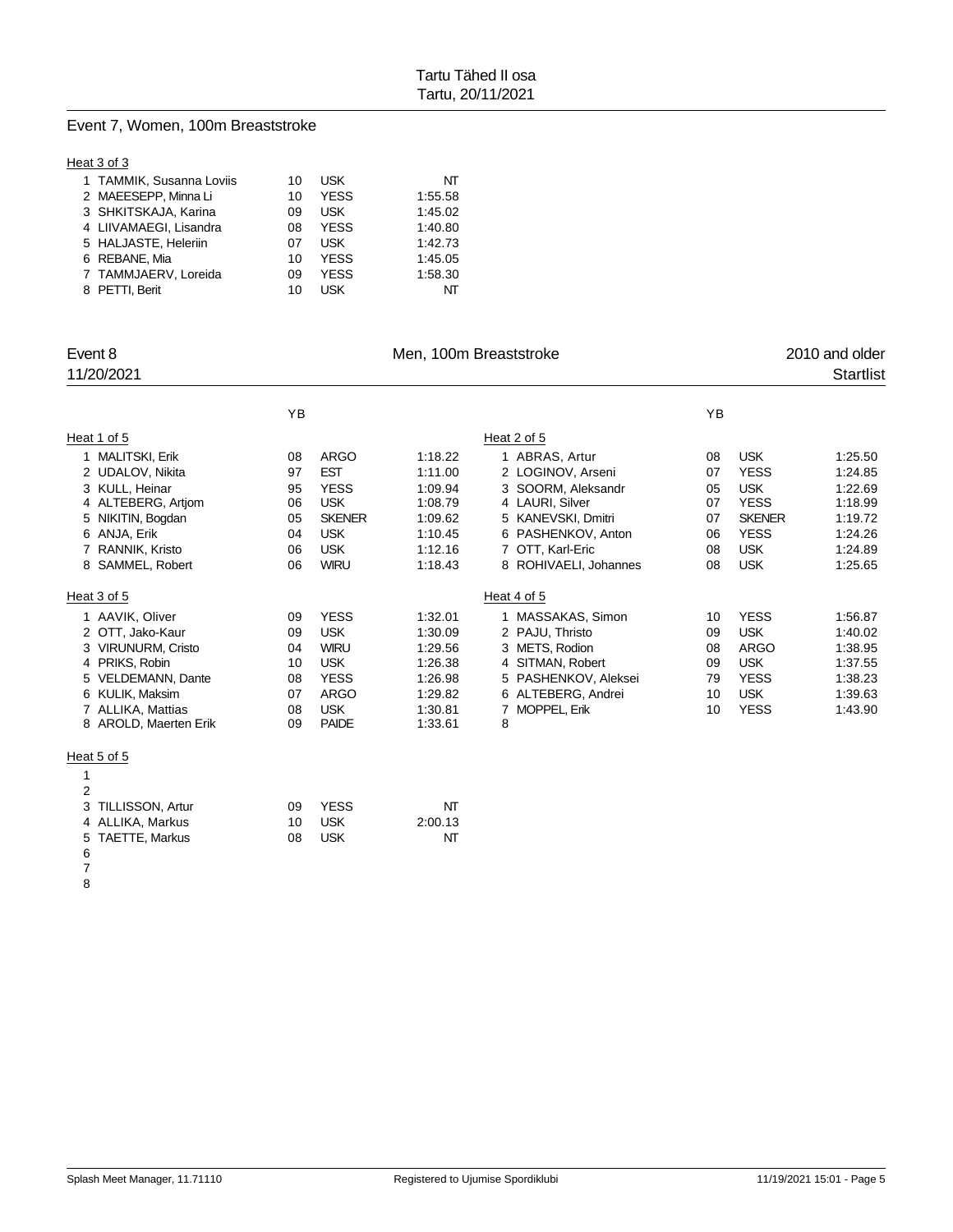## Event 7, Women, 100m Breaststroke

### Heat 3 of 3

| Lane | Name | YB | Club | Time |
|---|---|---|---|---|
| 1 | TAMMIK, Susanna Loviis | 10 | USK | NT |
| 2 | MAEESEPP, Minna Li | 10 | YESS | 1:55.58 |
| 3 | SHKITSKAJA, Karina | 09 | USK | 1:45.02 |
| 4 | LIIVAMAEGI, Lisandra | 08 | YESS | 1:40.80 |
| 5 | HALJASTE, Heleriin | 07 | USK | 1:42.73 |
| 6 | REBANE, Mia | 10 | YESS | 1:45.05 |
| 7 | TAMMJAERV, Loreida | 09 | YESS | 1:58.30 |
| 8 | PETTI, Berit | 10 | USK | NT |

## Event 8 — Men, 100m Breaststroke — 2010 and older

11/20/2021 — Startlist

### Heat 1 of 5

| Lane | Name | YB | Club | Time |
|---|---|---|---|---|
| 1 | MALITSKI, Erik | 08 | ARGO | 1:18.22 |
| 2 | UDALOV, Nikita | 97 | EST | 1:11.00 |
| 3 | KULL, Heinar | 95 | YESS | 1:09.94 |
| 4 | ALTEBERG, Artjom | 06 | USK | 1:08.79 |
| 5 | NIKITIN, Bogdan | 05 | SKENER | 1:09.62 |
| 6 | ANJA, Erik | 04 | USK | 1:10.45 |
| 7 | RANNIK, Kristo | 06 | USK | 1:12.16 |
| 8 | SAMMEL, Robert | 06 | WIRU | 1:18.43 |

### Heat 2 of 5

| Lane | Name | YB | Club | Time |
|---|---|---|---|---|
| 1 | ABRAS, Artur | 08 | USK | 1:25.50 |
| 2 | LOGINOV, Arseni | 07 | YESS | 1:24.85 |
| 3 | SOORM, Aleksandr | 05 | USK | 1:22.69 |
| 4 | LAURI, Silver | 07 | YESS | 1:18.99 |
| 5 | KANEVSKI, Dmitri | 07 | SKENER | 1:19.72 |
| 6 | PASHENKOV, Anton | 06 | YESS | 1:24.26 |
| 7 | OTT, Karl-Eric | 08 | USK | 1:24.89 |
| 8 | ROHIVAELI, Johannes | 08 | USK | 1:25.65 |

### Heat 3 of 5

| Lane | Name | YB | Club | Time |
|---|---|---|---|---|
| 1 | AAVIK, Oliver | 09 | YESS | 1:32.01 |
| 2 | OTT, Jako-Kaur | 09 | USK | 1:30.09 |
| 3 | VIRUNURM, Cristo | 04 | WIRU | 1:29.56 |
| 4 | PRIKS, Robin | 10 | USK | 1:26.38 |
| 5 | VELDEMANN, Dante | 08 | YESS | 1:26.98 |
| 6 | KULIK, Maksim | 07 | ARGO | 1:29.82 |
| 7 | ALLIKA, Mattias | 08 | USK | 1:30.81 |
| 8 | AROLD, Maerten Erik | 09 | PAIDE | 1:33.61 |

### Heat 4 of 5

| Lane | Name | YB | Club | Time |
|---|---|---|---|---|
| 1 | MASSAKAS, Simon | 10 | YESS | 1:56.87 |
| 2 | PAJU, Thristo | 09 | USK | 1:40.02 |
| 3 | METS, Rodion | 08 | ARGO | 1:38.95 |
| 4 | SITMAN, Robert | 09 | USK | 1:37.55 |
| 5 | PASHENKOV, Aleksei | 79 | YESS | 1:38.23 |
| 6 | ALTEBERG, Andrei | 10 | USK | 1:39.63 |
| 7 | MOPPEL, Erik | 10 | YESS | 1:43.90 |
| 8 | | | | |

### Heat 5 of 5

| Lane | Name | YB | Club | Time |
|---|---|---|---|---|
| 1 | | | | |
| 2 | | | | |
| 3 | TILLISSON, Artur | 09 | YESS | NT |
| 4 | ALLIKA, Markus | 10 | USK | 2:00.13 |
| 5 | TAETTE, Markus | 08 | USK | NT |
| 6 | | | | |
| 7 | | | | |
| 8 | | | | |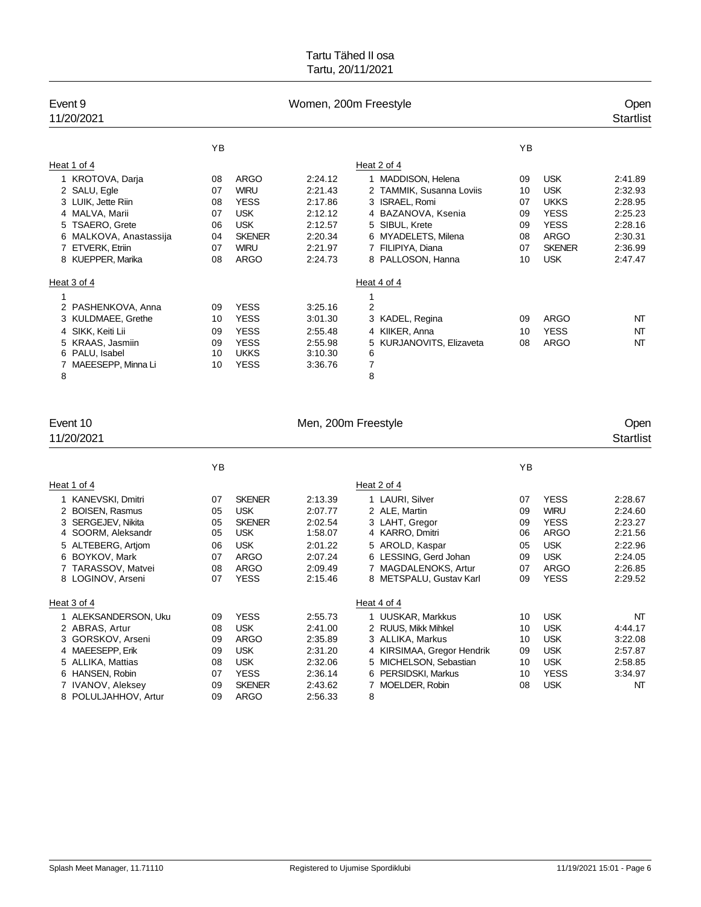# Tartu Tähed II osa

Tartu, 20/11/2021

## Event 9 — Women, 200m Freestyle — Open

11/20/2021 — Startlist

### Heat 1 of 4

| Lane | Name | YB | Club | Entry |
|---|---|---|---|---|
| 1 | KROTOVA, Darja | 08 | ARGO | 2:24.12 |
| 2 | SALU, Egle | 07 | WIRU | 2:21.43 |
| 3 | LUIK, Jette Riin | 08 | YESS | 2:17.86 |
| 4 | MALVA, Marii | 07 | USK | 2:12.12 |
| 5 | TSAERO, Grete | 06 | USK | 2:12.57 |
| 6 | MALKOVA, Anastassija | 04 | SKENER | 2:20.34 |
| 7 | ETVERK, Etriin | 07 | WIRU | 2:21.97 |
| 8 | KUEPPER, Marika | 08 | ARGO | 2:24.73 |

### Heat 2 of 4

| Lane | Name | YB | Club | Entry |
|---|---|---|---|---|
| 1 | MADDISON, Helena | 09 | USK | 2:41.89 |
| 2 | TAMMIK, Susanna Loviis | 10 | USK | 2:32.93 |
| 3 | ISRAEL, Romi | 07 | UKKS | 2:28.95 |
| 4 | BAZANOVA, Ksenia | 09 | YESS | 2:25.23 |
| 5 | SIBUL, Krete | 09 | YESS | 2:28.16 |
| 6 | MYADELETS, Milena | 08 | ARGO | 2:30.31 |
| 7 | FILIPIYA, Diana | 07 | SKENER | 2:36.99 |
| 8 | PALLOSON, Hanna | 10 | USK | 2:47.47 |

### Heat 3 of 4

| Lane | Name | YB | Club | Entry |
|---|---|---|---|---|
| 1 | | | | |
| 2 | PASHENKOVA, Anna | 09 | YESS | 3:25.16 |
| 3 | KULDMAEE, Grethe | 10 | YESS | 3:01.30 |
| 4 | SIKK, Keiti Lii | 09 | YESS | 2:55.48 |
| 5 | KRAAS, Jasmiin | 09 | YESS | 2:55.98 |
| 6 | PALU, Isabel | 10 | UKKS | 3:10.30 |
| 7 | MAEESEPP, Minna Li | 10 | YESS | 3:36.76 |
| 8 | | | | |

### Heat 4 of 4

| Lane | Name | YB | Club | Entry |
|---|---|---|---|---|
| 1 | | | | |
| 2 | | | | |
| 3 | KADEL, Regina | 09 | ARGO | NT |
| 4 | KIIKER, Anna | 10 | YESS | NT |
| 5 | KURJANOVITS, Elizaveta | 08 | ARGO | NT |
| 6 | | | | |
| 7 | | | | |
| 8 | | | | |

## Event 10 — Men, 200m Freestyle — Open

11/20/2021 — Startlist

### Heat 1 of 4

| Lane | Name | YB | Club | Entry |
|---|---|---|---|---|
| 1 | KANEVSKI, Dmitri | 07 | SKENER | 2:13.39 |
| 2 | BOISEN, Rasmus | 05 | USK | 2:07.77 |
| 3 | SERGEJEV, Nikita | 05 | SKENER | 2:02.54 |
| 4 | SOORM, Aleksandr | 05 | USK | 1:58.07 |
| 5 | ALTEBERG, Artjom | 06 | USK | 2:01.22 |
| 6 | BOYKOV, Mark | 07 | ARGO | 2:07.24 |
| 7 | TARASSOV, Matvei | 08 | ARGO | 2:09.49 |
| 8 | LOGINOV, Arseni | 07 | YESS | 2:15.46 |

### Heat 2 of 4

| Lane | Name | YB | Club | Entry |
|---|---|---|---|---|
| 1 | LAURI, Silver | 07 | YESS | 2:28.67 |
| 2 | ALE, Martin | 09 | WIRU | 2:24.60 |
| 3 | LAHT, Gregor | 09 | YESS | 2:23.27 |
| 4 | KARRO, Dmitri | 06 | ARGO | 2:21.56 |
| 5 | AROLD, Kaspar | 05 | USK | 2:22.96 |
| 6 | LESSING, Gerd Johan | 09 | USK | 2:24.05 |
| 7 | MAGDALENOKS, Artur | 07 | ARGO | 2:26.85 |
| 8 | METSPALU, Gustav Karl | 09 | YESS | 2:29.52 |

### Heat 3 of 4

| Lane | Name | YB | Club | Entry |
|---|---|---|---|---|
| 1 | ALEKSANDERSON, Uku | 09 | YESS | 2:55.73 |
| 2 | ABRAS, Artur | 08 | USK | 2:41.00 |
| 3 | GORSKOV, Arseni | 09 | ARGO | 2:35.89 |
| 4 | MAEESEPP, Erik | 09 | USK | 2:31.20 |
| 5 | ALLIKA, Mattias | 08 | USK | 2:32.06 |
| 6 | HANSEN, Robin | 07 | YESS | 2:36.14 |
| 7 | IVANOV, Aleksey | 09 | SKENER | 2:43.62 |
| 8 | POLULJAHHOV, Artur | 09 | ARGO | 2:56.33 |

### Heat 4 of 4

| Lane | Name | YB | Club | Entry |
|---|---|---|---|---|
| 1 | UUSKAR, Markkus | 10 | USK | NT |
| 2 | RUUS, Mikk Mihkel | 10 | USK | 4:44.17 |
| 3 | ALLIKA, Markus | 10 | USK | 3:22.08 |
| 4 | KIRSIMAA, Gregor Hendrik | 09 | USK | 2:57.87 |
| 5 | MICHELSON, Sebastian | 10 | USK | 2:58.85 |
| 6 | PERSIDSKI, Markus | 10 | YESS | 3:34.97 |
| 7 | MOELDER, Robin | 08 | USK | NT |
| 8 | | | | |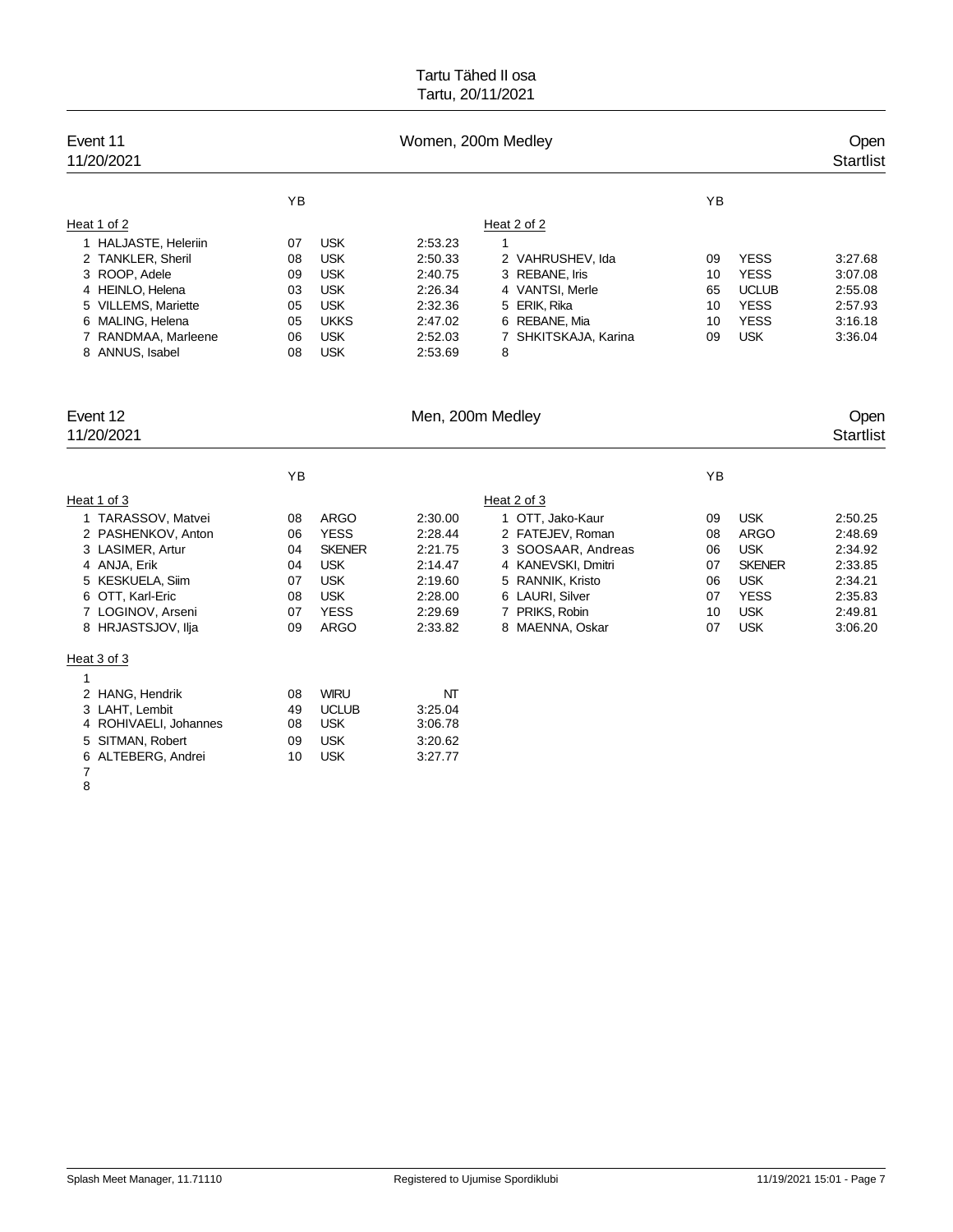Tartu Tähed II osa
Tartu, 20/11/2021

## Event 11 — Women, 200m Medley — Open

11/20/2021 — Startlist

**Heat 1 of 2**

| | Name | YB | Club | Time |
|---|---|---|---|---|
| 1 | HALJASTE, Heleriin | 07 | USK | 2:53.23 |
| 2 | TANKLER, Sheril | 08 | USK | 2:50.33 |
| 3 | ROOP, Adele | 09 | USK | 2:40.75 |
| 4 | HEINLO, Helena | 03 | USK | 2:26.34 |
| 5 | VILLEMS, Mariette | 05 | USK | 2:32.36 |
| 6 | MALING, Helena | 05 | UKKS | 2:47.02 |
| 7 | RANDMAA, Marleene | 06 | USK | 2:52.03 |
| 8 | ANNUS, Isabel | 08 | USK | 2:53.69 |

**Heat 2 of 2**

| | Name | YB | Club | Time |
|---|---|---|---|---|
| 1 | | | | |
| 2 | VAHRUSHEV, Ida | 09 | YESS | 3:27.68 |
| 3 | REBANE, Iris | 10 | YESS | 3:07.08 |
| 4 | VANTSI, Merle | 65 | UCLUB | 2:55.08 |
| 5 | ERIK, Rika | 10 | YESS | 2:57.93 |
| 6 | REBANE, Mia | 10 | YESS | 3:16.18 |
| 7 | SHKITSKAJA, Karina | 09 | USK | 3:36.04 |
| 8 | | | | |

## Event 12 — Men, 200m Medley — Open

11/20/2021 — Startlist

**Heat 1 of 3**

| | Name | YB | Club | Time |
|---|---|---|---|---|
| 1 | TARASSOV, Matvei | 08 | ARGO | 2:30.00 |
| 2 | PASHENKOV, Anton | 06 | YESS | 2:28.44 |
| 3 | LASIMER, Artur | 04 | SKENER | 2:21.75 |
| 4 | ANJA, Erik | 04 | USK | 2:14.47 |
| 5 | KESKUELA, Siim | 07 | USK | 2:19.60 |
| 6 | OTT, Karl-Eric | 08 | USK | 2:28.00 |
| 7 | LOGINOV, Arseni | 07 | YESS | 2:29.69 |
| 8 | HRJASTSJOV, Ilja | 09 | ARGO | 2:33.82 |

**Heat 2 of 3**

| | Name | YB | Club | Time |
|---|---|---|---|---|
| 1 | OTT, Jako-Kaur | 09 | USK | 2:50.25 |
| 2 | FATEJEV, Roman | 08 | ARGO | 2:48.69 |
| 3 | SOOSAAR, Andreas | 06 | USK | 2:34.92 |
| 4 | KANEVSKI, Dmitri | 07 | SKENER | 2:33.85 |
| 5 | RANNIK, Kristo | 06 | USK | 2:34.21 |
| 6 | LAURI, Silver | 07 | YESS | 2:35.83 |
| 7 | PRIKS, Robin | 10 | USK | 2:49.81 |
| 8 | MAENNA, Oskar | 07 | USK | 3:06.20 |

**Heat 3 of 3**

| | Name | YB | Club | Time |
|---|---|---|---|---|
| 1 | | | | |
| 2 | HANG, Hendrik | 08 | WIRU | NT |
| 3 | LAHT, Lembit | 49 | UCLUB | 3:25.04 |
| 4 | ROHIVAELI, Johannes | 08 | USK | 3:06.78 |
| 5 | SITMAN, Robert | 09 | USK | 3:20.62 |
| 6 | ALTEBERG, Andrei | 10 | USK | 3:27.77 |
| 7 | | | | |
| 8 | | | | |